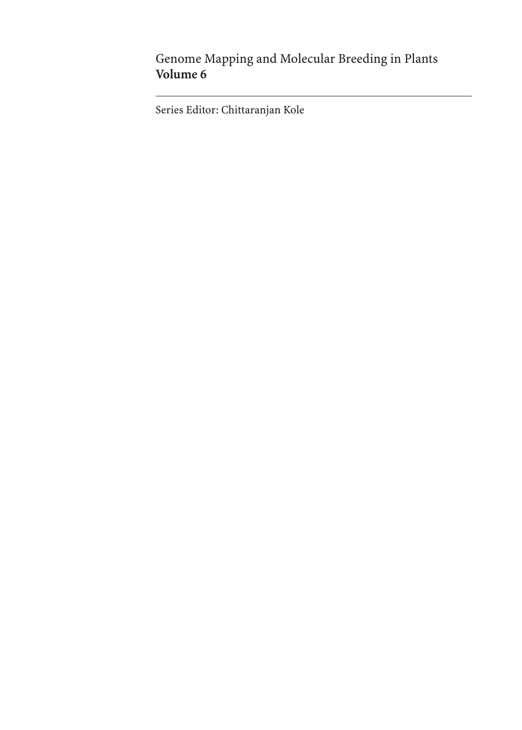Genome Mapping and Molecular Breeding in Plants
**Volume 6**

---

Series Editor: Chittaranjan Kole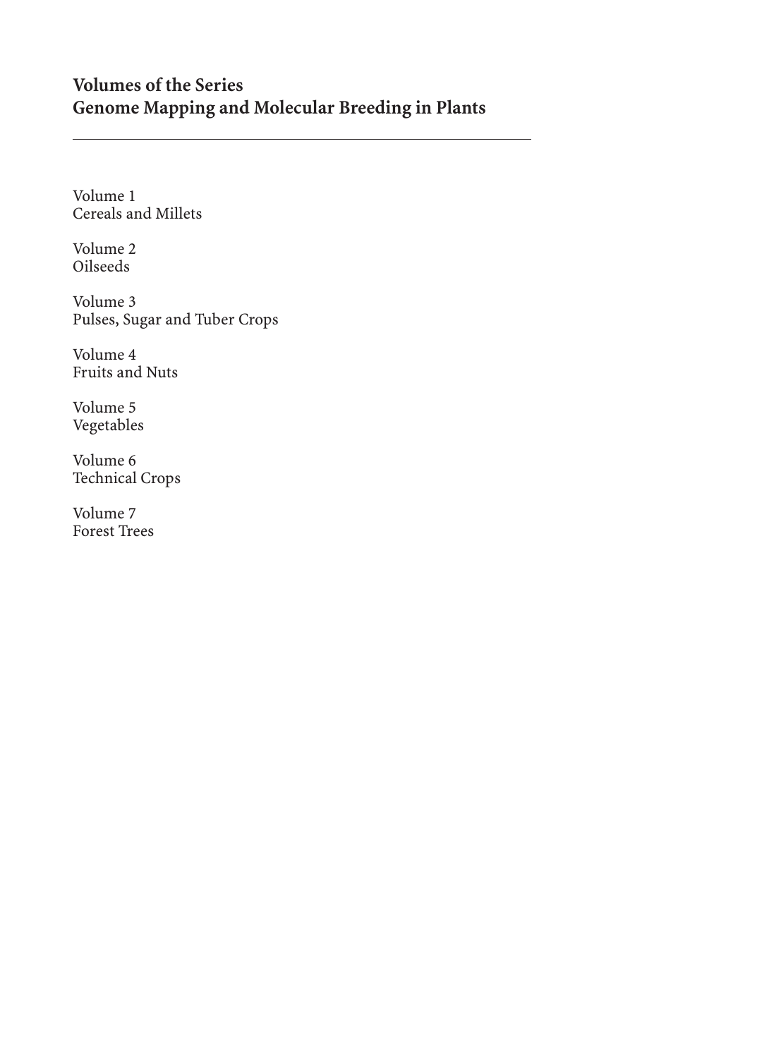## Volumes of the Series
## Genome Mapping and Molecular Breeding in Plants

---

Volume 1
Cereals and Millets

Volume 2
Oilseeds

Volume 3
Pulses, Sugar and Tuber Crops

Volume 4
Fruits and Nuts

Volume 5
Vegetables

Volume 6
Technical Crops

Volume 7
Forest Trees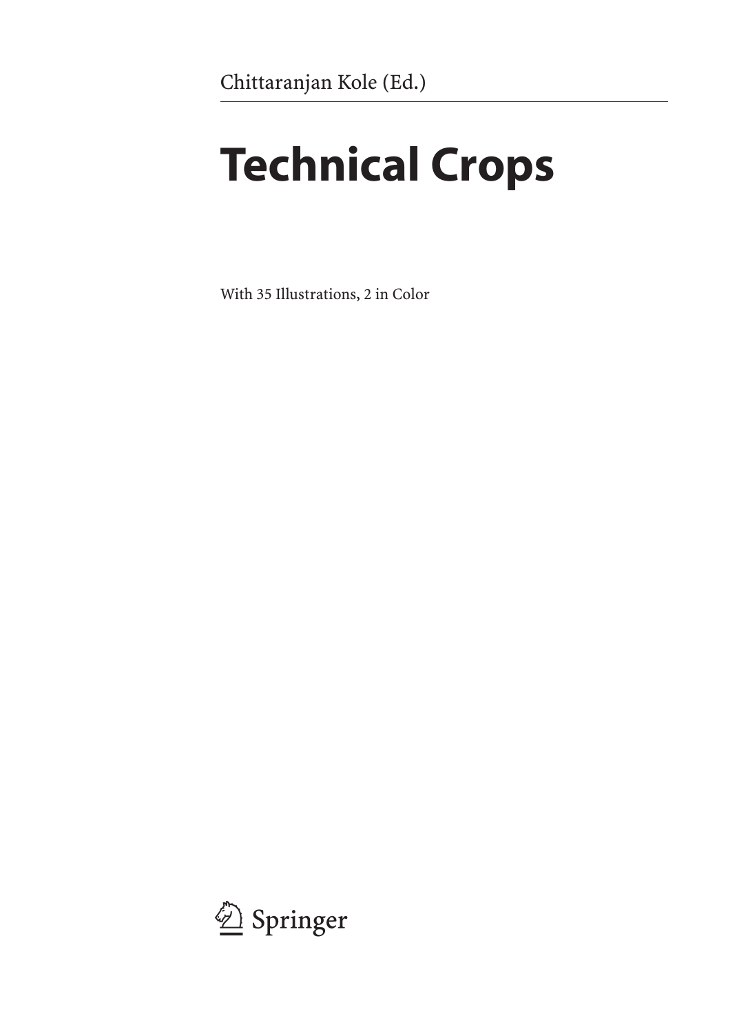Chittaranjan Kole (Ed.)

# Technical Crops

With 35 Illustrations, 2 in Color

Springer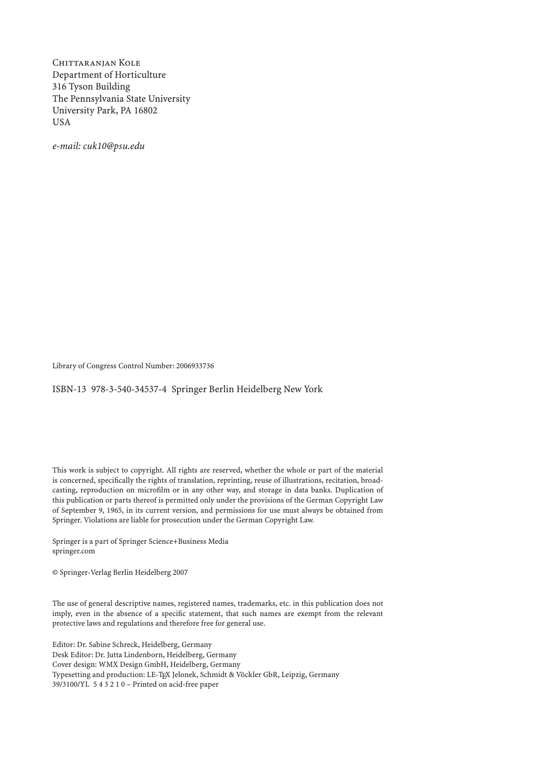Chittaranjan Kole
Department of Horticulture
316 Tyson Building
The Pennsylvania State University
University Park, PA 16802
USA

*e-mail: cuk10@psu.edu*

Library of Congress Control Number: 2006933736

ISBN-13 978-3-540-34537-4 Springer Berlin Heidelberg New York

This work is subject to copyright. All rights are reserved, whether the whole or part of the material is concerned, specifically the rights of translation, reprinting, reuse of illustrations, recitation, broadcasting, reproduction on microfilm or in any other way, and storage in data banks. Duplication of this publication or parts thereof is permitted only under the provisions of the German Copyright Law of September 9, 1965, in its current version, and permissions for use must always be obtained from Springer. Violations are liable for prosecution under the German Copyright Law.

Springer is a part of Springer Science+Business Media
springer.com

© Springer-Verlag Berlin Heidelberg 2007

The use of general descriptive names, registered names, trademarks, etc. in this publication does not imply, even in the absence of a specific statement, that such names are exempt from the relevant protective laws and regulations and therefore free for general use.

Editor: Dr. Sabine Schreck, Heidelberg, Germany
Desk Editor: Dr. Jutta Lindenborn, Heidelberg, Germany
Cover design: WMX Design GmbH, Heidelberg, Germany
Typesetting and production: LE-TEX Jelonek, Schmidt & Vöckler GbR, Leipzig, Germany
39/3100/YL 5 4 3 2 1 0 – Printed on acid-free paper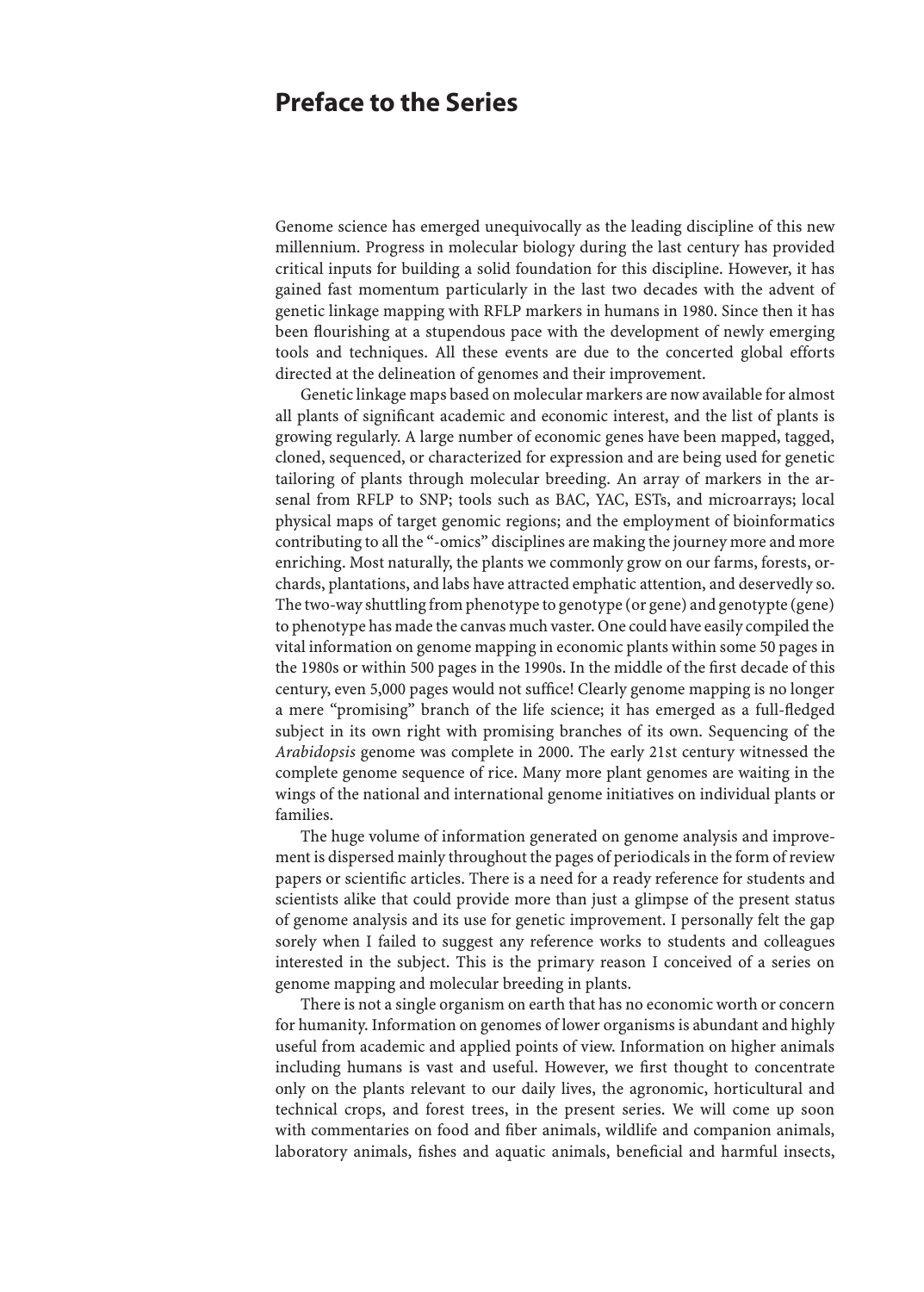# Preface to the Series

Genome science has emerged unequivocally as the leading discipline of this new millennium. Progress in molecular biology during the last century has provided critical inputs for building a solid foundation for this discipline. However, it has gained fast momentum particularly in the last two decades with the advent of genetic linkage mapping with RFLP markers in humans in 1980. Since then it has been flourishing at a stupendous pace with the development of newly emerging tools and techniques. All these events are due to the concerted global efforts directed at the delineation of genomes and their improvement.

Genetic linkage maps based on molecular markers are now available for almost all plants of significant academic and economic interest, and the list of plants is growing regularly. A large number of economic genes have been mapped, tagged, cloned, sequenced, or characterized for expression and are being used for genetic tailoring of plants through molecular breeding. An array of markers in the arsenal from RFLP to SNP; tools such as BAC, YAC, ESTs, and microarrays; local physical maps of target genomic regions; and the employment of bioinformatics contributing to all the "-omics" disciplines are making the journey more and more enriching. Most naturally, the plants we commonly grow on our farms, forests, orchards, plantations, and labs have attracted emphatic attention, and deservedly so. The two-way shuttling from phenotype to genotype (or gene) and genotypte (gene) to phenotype has made the canvas much vaster. One could have easily compiled the vital information on genome mapping in economic plants within some 50 pages in the 1980s or within 500 pages in the 1990s. In the middle of the first decade of this century, even 5,000 pages would not suffice! Clearly genome mapping is no longer a mere "promising" branch of the life science; it has emerged as a full-fledged subject in its own right with promising branches of its own. Sequencing of the *Arabidopsis* genome was complete in 2000. The early 21st century witnessed the complete genome sequence of rice. Many more plant genomes are waiting in the wings of the national and international genome initiatives on individual plants or families.

The huge volume of information generated on genome analysis and improvement is dispersed mainly throughout the pages of periodicals in the form of review papers or scientific articles. There is a need for a ready reference for students and scientists alike that could provide more than just a glimpse of the present status of genome analysis and its use for genetic improvement. I personally felt the gap sorely when I failed to suggest any reference works to students and colleagues interested in the subject. This is the primary reason I conceived of a series on genome mapping and molecular breeding in plants.

There is not a single organism on earth that has no economic worth or concern for humanity. Information on genomes of lower organisms is abundant and highly useful from academic and applied points of view. Information on higher animals including humans is vast and useful. However, we first thought to concentrate only on the plants relevant to our daily lives, the agronomic, horticultural and technical crops, and forest trees, in the present series. We will come up soon with commentaries on food and fiber animals, wildlife and companion animals, laboratory animals, fishes and aquatic animals, beneficial and harmful insects,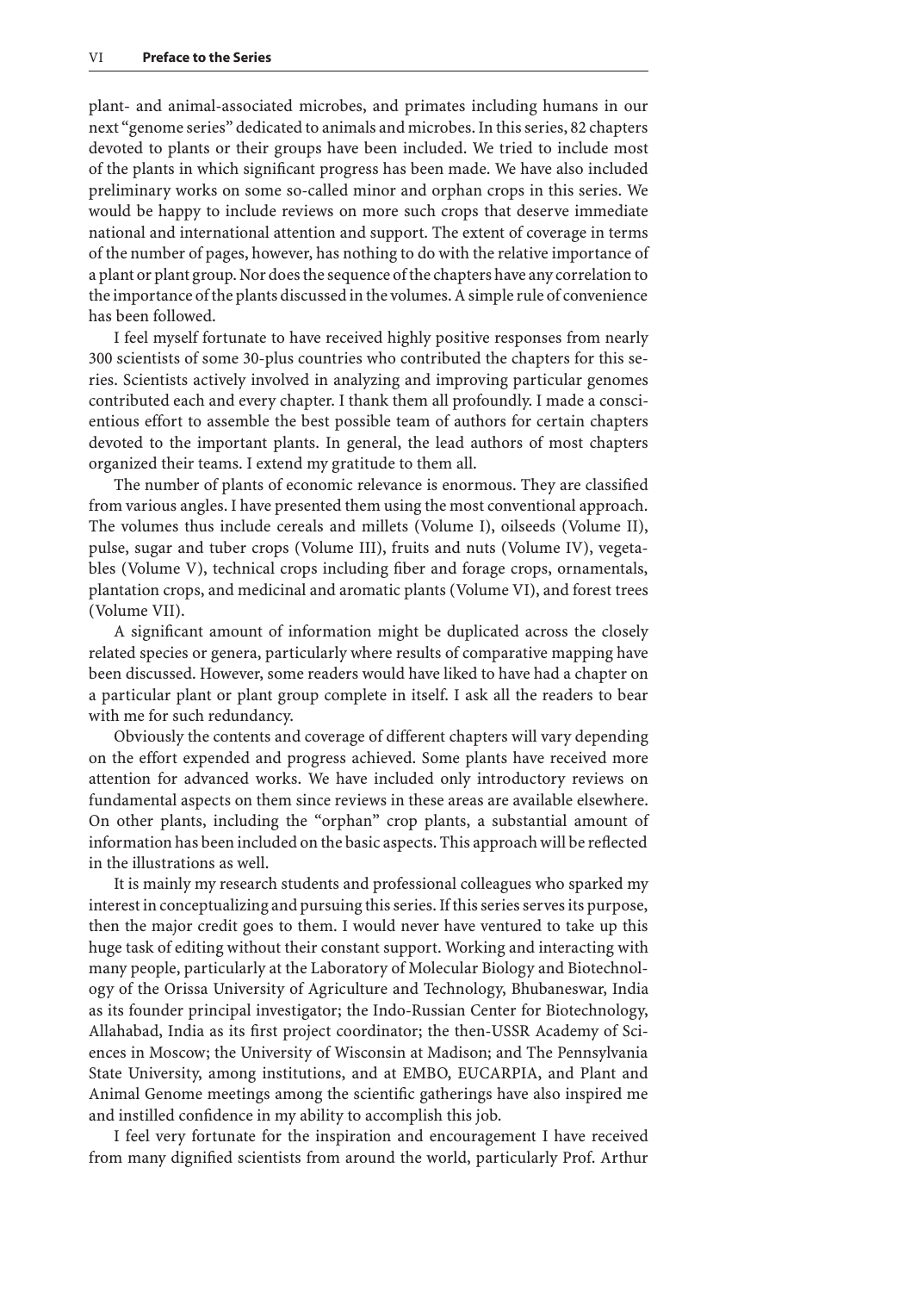plant- and animal-associated microbes, and primates including humans in our next "genome series" dedicated to animals and microbes. In this series, 82 chapters devoted to plants or their groups have been included. We tried to include most of the plants in which significant progress has been made. We have also included preliminary works on some so-called minor and orphan crops in this series. We would be happy to include reviews on more such crops that deserve immediate national and international attention and support. The extent of coverage in terms of the number of pages, however, has nothing to do with the relative importance of a plant or plant group. Nor does the sequence of the chapters have any correlation to the importance of the plants discussed in the volumes. A simple rule of convenience has been followed.

I feel myself fortunate to have received highly positive responses from nearly 300 scientists of some 30-plus countries who contributed the chapters for this series. Scientists actively involved in analyzing and improving particular genomes contributed each and every chapter. I thank them all profoundly. I made a conscientious effort to assemble the best possible team of authors for certain chapters devoted to the important plants. In general, the lead authors of most chapters organized their teams. I extend my gratitude to them all.

The number of plants of economic relevance is enormous. They are classified from various angles. I have presented them using the most conventional approach. The volumes thus include cereals and millets (Volume I), oilseeds (Volume II), pulse, sugar and tuber crops (Volume III), fruits and nuts (Volume IV), vegetables (Volume V), technical crops including fiber and forage crops, ornamentals, plantation crops, and medicinal and aromatic plants (Volume VI), and forest trees (Volume VII).

A significant amount of information might be duplicated across the closely related species or genera, particularly where results of comparative mapping have been discussed. However, some readers would have liked to have had a chapter on a particular plant or plant group complete in itself. I ask all the readers to bear with me for such redundancy.

Obviously the contents and coverage of different chapters will vary depending on the effort expended and progress achieved. Some plants have received more attention for advanced works. We have included only introductory reviews on fundamental aspects on them since reviews in these areas are available elsewhere. On other plants, including the "orphan" crop plants, a substantial amount of information has been included on the basic aspects. This approach will be reflected in the illustrations as well.

It is mainly my research students and professional colleagues who sparked my interest in conceptualizing and pursuing this series. If this series serves its purpose, then the major credit goes to them. I would never have ventured to take up this huge task of editing without their constant support. Working and interacting with many people, particularly at the Laboratory of Molecular Biology and Biotechnology of the Orissa University of Agriculture and Technology, Bhubaneswar, India as its founder principal investigator; the Indo-Russian Center for Biotechnology, Allahabad, India as its first project coordinator; the then-USSR Academy of Sciences in Moscow; the University of Wisconsin at Madison; and The Pennsylvania State University, among institutions, and at EMBO, EUCARPIA, and Plant and Animal Genome meetings among the scientific gatherings have also inspired me and instilled confidence in my ability to accomplish this job.

I feel very fortunate for the inspiration and encouragement I have received from many dignified scientists from around the world, particularly Prof. Arthur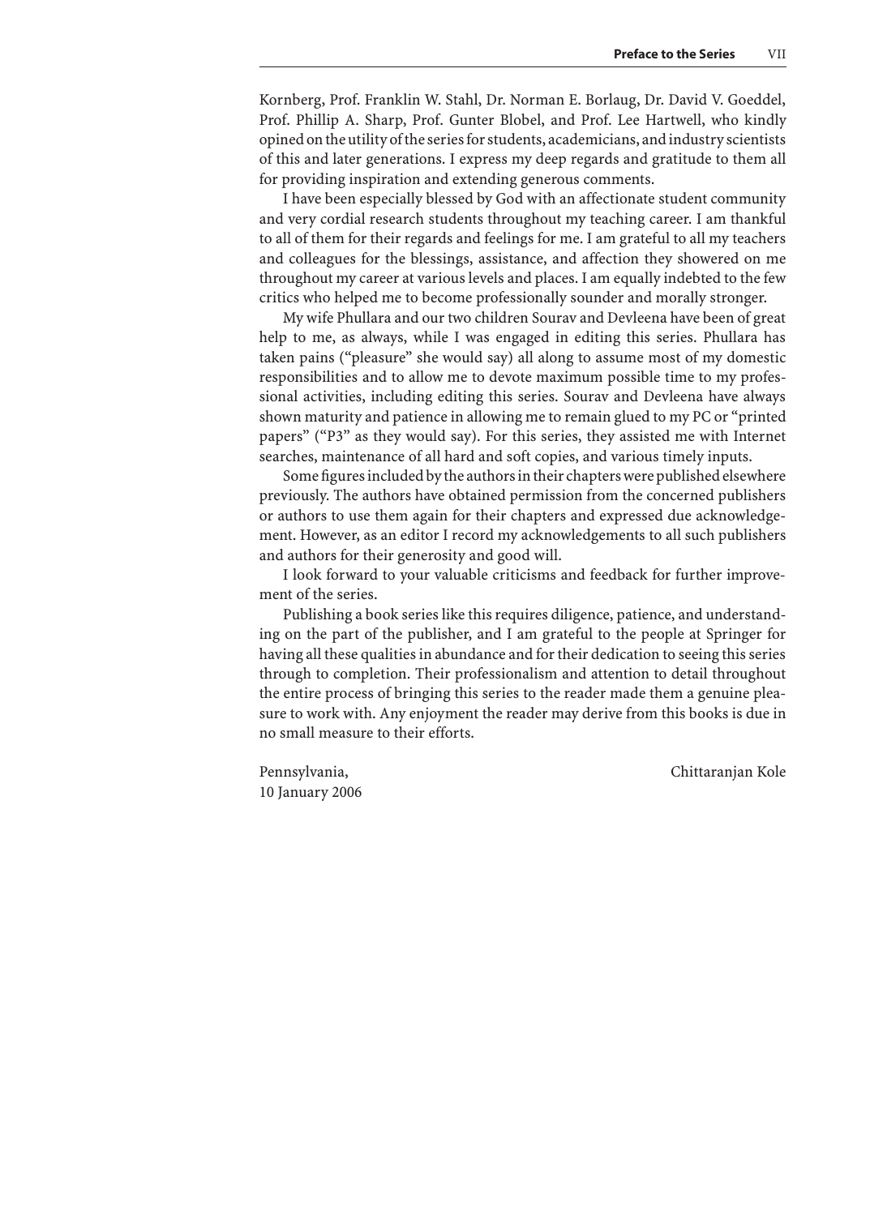Kornberg, Prof. Franklin W. Stahl, Dr. Norman E. Borlaug, Dr. David V. Goeddel, Prof. Phillip A. Sharp, Prof. Gunter Blobel, and Prof. Lee Hartwell, who kindly opined on the utility of the series for students, academicians, and industry scientists of this and later generations. I express my deep regards and gratitude to them all for providing inspiration and extending generous comments.

I have been especially blessed by God with an affectionate student community and very cordial research students throughout my teaching career. I am thankful to all of them for their regards and feelings for me. I am grateful to all my teachers and colleagues for the blessings, assistance, and affection they showered on me throughout my career at various levels and places. I am equally indebted to the few critics who helped me to become professionally sounder and morally stronger.

My wife Phullara and our two children Sourav and Devleena have been of great help to me, as always, while I was engaged in editing this series. Phullara has taken pains ("pleasure" she would say) all along to assume most of my domestic responsibilities and to allow me to devote maximum possible time to my professional activities, including editing this series. Sourav and Devleena have always shown maturity and patience in allowing me to remain glued to my PC or "printed papers" ("P3" as they would say). For this series, they assisted me with Internet searches, maintenance of all hard and soft copies, and various timely inputs.

Some figures included by the authors in their chapters were published elsewhere previously. The authors have obtained permission from the concerned publishers or authors to use them again for their chapters and expressed due acknowledgement. However, as an editor I record my acknowledgements to all such publishers and authors for their generosity and good will.

I look forward to your valuable criticisms and feedback for further improvement of the series.

Publishing a book series like this requires diligence, patience, and understanding on the part of the publisher, and I am grateful to the people at Springer for having all these qualities in abundance and for their dedication to seeing this series through to completion. Their professionalism and attention to detail throughout the entire process of bringing this series to the reader made them a genuine pleasure to work with. Any enjoyment the reader may derive from this books is due in no small measure to their efforts.

Pennsylvania,
10 January 2006

Chittaranjan Kole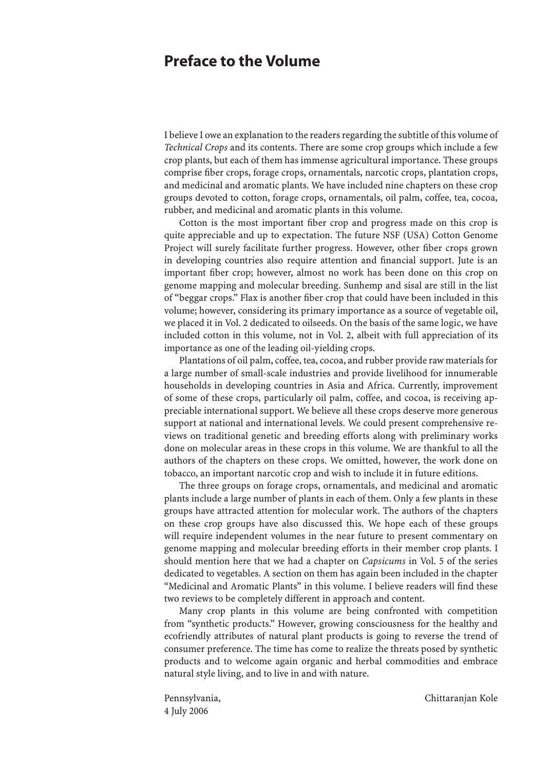# Preface to the Volume

I believe I owe an explanation to the readers regarding the subtitle of this volume of *Technical Crops* and its contents. There are some crop groups which include a few crop plants, but each of them has immense agricultural importance. These groups comprise fiber crops, forage crops, ornamentals, narcotic crops, plantation crops, and medicinal and aromatic plants. We have included nine chapters on these crop groups devoted to cotton, forage crops, ornamentals, oil palm, coffee, tea, cocoa, rubber, and medicinal and aromatic plants in this volume.

Cotton is the most important fiber crop and progress made on this crop is quite appreciable and up to expectation. The future NSF (USA) Cotton Genome Project will surely facilitate further progress. However, other fiber crops grown in developing countries also require attention and financial support. Jute is an important fiber crop; however, almost no work has been done on this crop on genome mapping and molecular breeding. Sunhemp and sisal are still in the list of "beggar crops." Flax is another fiber crop that could have been included in this volume; however, considering its primary importance as a source of vegetable oil, we placed it in Vol. 2 dedicated to oilseeds. On the basis of the same logic, we have included cotton in this volume, not in Vol. 2, albeit with full appreciation of its importance as one of the leading oil-yielding crops.

Plantations of oil palm, coffee, tea, cocoa, and rubber provide raw materials for a large number of small-scale industries and provide livelihood for innumerable households in developing countries in Asia and Africa. Currently, improvement of some of these crops, particularly oil palm, coffee, and cocoa, is receiving appreciable international support. We believe all these crops deserve more generous support at national and international levels. We could present comprehensive reviews on traditional genetic and breeding efforts along with preliminary works done on molecular areas in these crops in this volume. We are thankful to all the authors of the chapters on these crops. We omitted, however, the work done on tobacco, an important narcotic crop and wish to include it in future editions.

The three groups on forage crops, ornamentals, and medicinal and aromatic plants include a large number of plants in each of them. Only a few plants in these groups have attracted attention for molecular work. The authors of the chapters on these crop groups have also discussed this. We hope each of these groups will require independent volumes in the near future to present commentary on genome mapping and molecular breeding efforts in their member crop plants. I should mention here that we had a chapter on *Capsicums* in Vol. 5 of the series dedicated to vegetables. A section on them has again been included in the chapter "Medicinal and Aromatic Plants" in this volume. I believe readers will find these two reviews to be completely different in approach and content.

Many crop plants in this volume are being confronted with competition from "synthetic products." However, growing consciousness for the healthy and ecofriendly attributes of natural plant products is going to reverse the trend of consumer preference. The time has come to realize the threats posed by synthetic products and to welcome again organic and herbal commodities and embrace natural style living, and to live in and with nature.

Pennsylvania,
4 July 2006

Chittaranjan Kole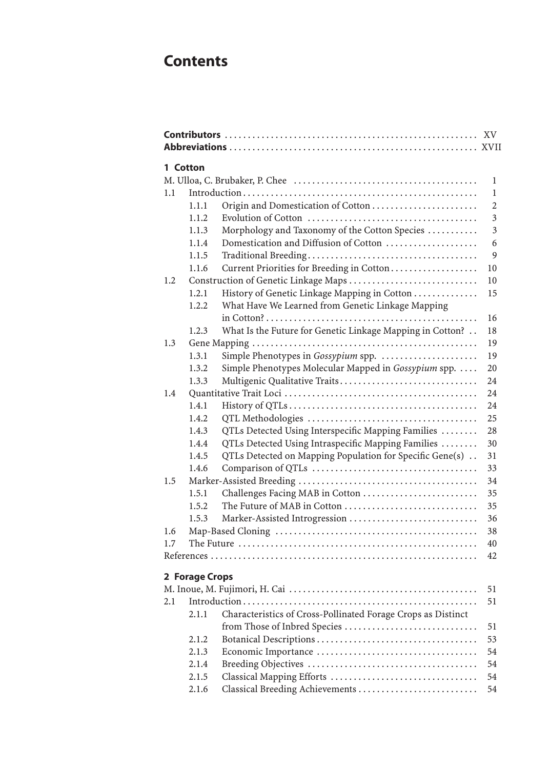# Contents

**Contributors** .......................................................... XV
**Abbreviations** .......................................................... XVII

## 1 Cotton

M. Ulloa, C. Brubaker, P. Chee .......................................... 1

1.1 Introduction .......................................................... 1
- 1.1.1 Origin and Domestication of Cotton .......................... 2
- 1.1.2 Evolution of Cotton ............................................ 3
- 1.1.3 Morphology and Taxonomy of the Cotton Species ............ 3
- 1.1.4 Domestication and Diffusion of Cotton ........................ 6
- 1.1.5 Traditional Breeding ............................................ 9
- 1.1.6 Current Priorities for Breeding in Cotton ..................... 10

1.2 Construction of Genetic Linkage Maps .............................. 10
- 1.2.1 History of Genetic Linkage Mapping in Cotton ............... 15
- 1.2.2 What Have We Learned from Genetic Linkage Mapping in Cotton? ............................................................ 16
- 1.2.3 What Is the Future for Genetic Linkage Mapping in Cotton? .. 18

1.3 Gene Mapping ........................................................ 19
- 1.3.1 Simple Phenotypes in *Gossypium* spp. ........................ 19
- 1.3.2 Simple Phenotypes Molecular Mapped in *Gossypium* spp. .... 20
- 1.3.3 Multigenic Qualitative Traits ................................... 24

1.4 Quantitative Trait Loci ............................................. 24
- 1.4.1 History of QTLs .................................................. 24
- 1.4.2 QTL Methodologies ............................................. 25
- 1.4.3 QTLs Detected Using Interspecific Mapping Families ........ 28
- 1.4.4 QTLs Detected Using Intraspecific Mapping Families ........ 30
- 1.4.5 QTLs Detected on Mapping Population for Specific Gene(s) .. 31
- 1.4.6 Comparison of QTLs ............................................ 33

1.5 Marker-Assisted Breeding .......................................... 34
- 1.5.1 Challenges Facing MAB in Cotton .............................. 35
- 1.5.2 The Future of MAB in Cotton ................................... 35
- 1.5.3 Marker-Assisted Introgression ................................. 36

1.6 Map-Based Cloning .................................................. 38

1.7 The Future ........................................................... 40

References ............................................................... 42

## 2 Forage Crops

M. Inoue, M. Fujimori, H. Cai ............................................ 51

2.1 Introduction .......................................................... 51
- 2.1.1 Characteristics of Cross-Pollinated Forage Crops as Distinct from Those of Inbred Species ....................................... 51
- 2.1.2 Botanical Descriptions ......................................... 53
- 2.1.3 Economic Importance .......................................... 54
- 2.1.4 Breeding Objectives ............................................ 54
- 2.1.5 Classical Mapping Efforts ..................................... 54
- 2.1.6 Classical Breeding Achievements .............................. 54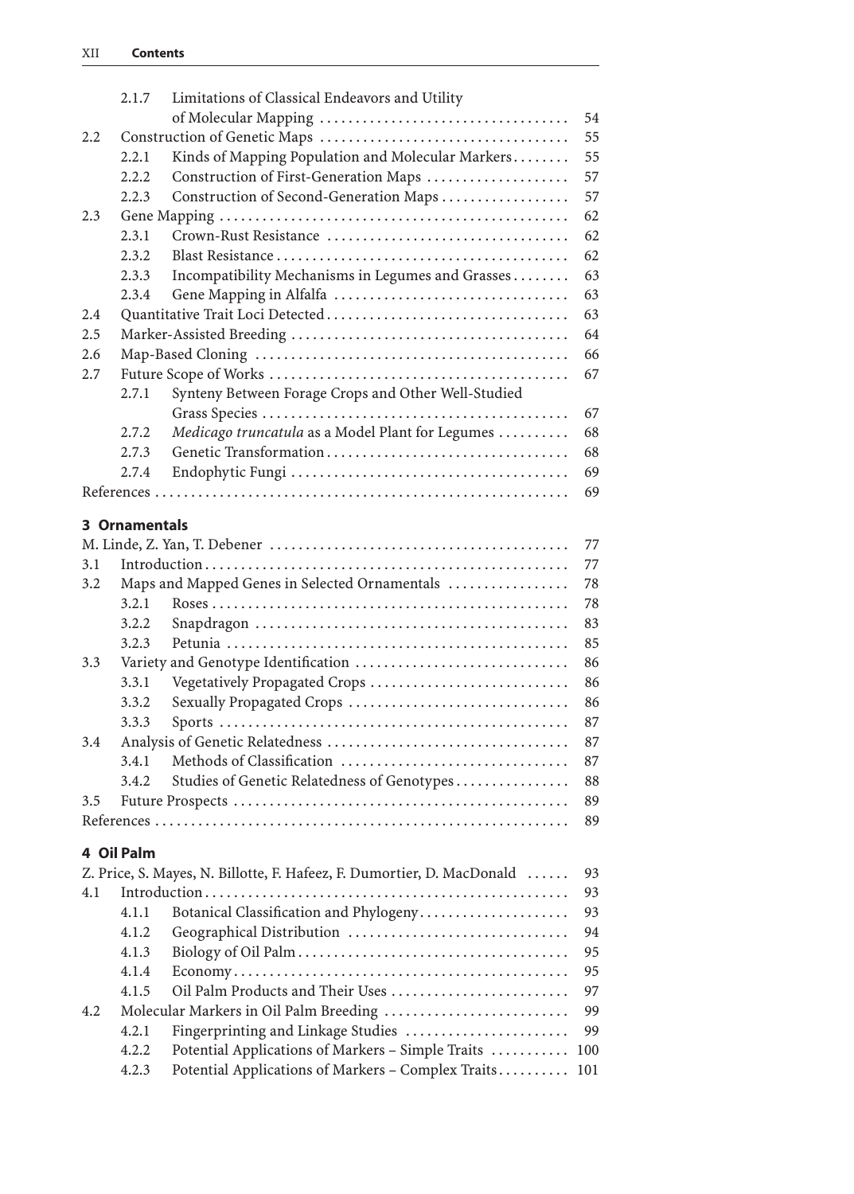| | | | |
|---|---|---|---|
| | 2.1.7 | Limitations of Classical Endeavors and Utility of Molecular Mapping | 54 |
| 2.2 | | Construction of Genetic Maps | 55 |
| | 2.2.1 | Kinds of Mapping Population and Molecular Markers | 55 |
| | 2.2.2 | Construction of First-Generation Maps | 57 |
| | 2.2.3 | Construction of Second-Generation Maps | 57 |
| 2.3 | | Gene Mapping | 62 |
| | 2.3.1 | Crown-Rust Resistance | 62 |
| | 2.3.2 | Blast Resistance | 62 |
| | 2.3.3 | Incompatibility Mechanisms in Legumes and Grasses | 63 |
| | 2.3.4 | Gene Mapping in Alfalfa | 63 |
| 2.4 | | Quantitative Trait Loci Detected | 63 |
| 2.5 | | Marker-Assisted Breeding | 64 |
| 2.6 | | Map-Based Cloning | 66 |
| 2.7 | | Future Scope of Works | 67 |
| | 2.7.1 | Synteny Between Forage Crops and Other Well-Studied Grass Species | 67 |
| | 2.7.2 | *Medicago truncatula* as a Model Plant for Legumes | 68 |
| | 2.7.3 | Genetic Transformation | 68 |
| | 2.7.4 | Endophytic Fungi | 69 |
| References | | | 69 |

### 3 Ornamentals

| | | | |
|---|---|---|---|
| M. Linde, Z. Yan, T. Debener | | | 77 |
| 3.1 | | Introduction | 77 |
| 3.2 | | Maps and Mapped Genes in Selected Ornamentals | 78 |
| | 3.2.1 | Roses | 78 |
| | 3.2.2 | Snapdragon | 83 |
| | 3.2.3 | Petunia | 85 |
| 3.3 | | Variety and Genotype Identification | 86 |
| | 3.3.1 | Vegetatively Propagated Crops | 86 |
| | 3.3.2 | Sexually Propagated Crops | 86 |
| | 3.3.3 | Sports | 87 |
| 3.4 | | Analysis of Genetic Relatedness | 87 |
| | 3.4.1 | Methods of Classification | 87 |
| | 3.4.2 | Studies of Genetic Relatedness of Genotypes | 88 |
| 3.5 | | Future Prospects | 89 |
| References | | | 89 |

### 4 Oil Palm

| | | | |
|---|---|---|---|
| Z. Price, S. Mayes, N. Billotte, F. Hafeez, F. Dumortier, D. MacDonald | | | 93 |
| 4.1 | | Introduction | 93 |
| | 4.1.1 | Botanical Classification and Phylogeny | 93 |
| | 4.1.2 | Geographical Distribution | 94 |
| | 4.1.3 | Biology of Oil Palm | 95 |
| | 4.1.4 | Economy | 95 |
| | 4.1.5 | Oil Palm Products and Their Uses | 97 |
| 4.2 | | Molecular Markers in Oil Palm Breeding | 99 |
| | 4.2.1 | Fingerprinting and Linkage Studies | 99 |
| | 4.2.2 | Potential Applications of Markers – Simple Traits | 100 |
| | 4.2.3 | Potential Applications of Markers – Complex Traits | 101 |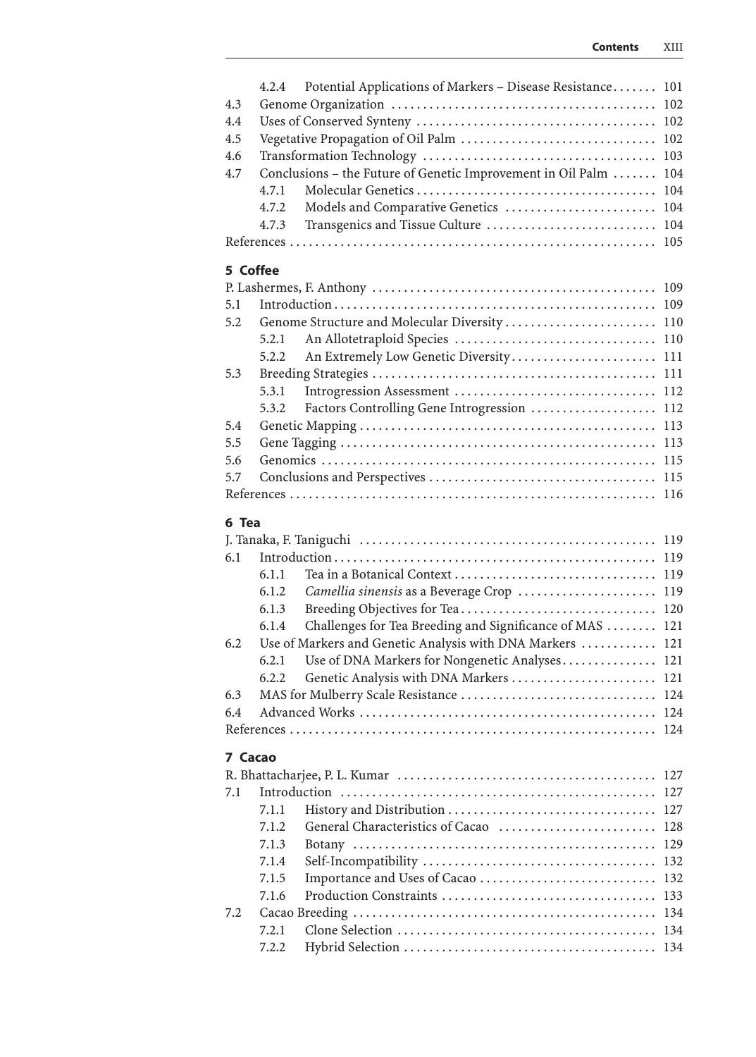4.2.4 Potential Applications of Markers – Disease Resistance ....... 101
4.3 Genome Organization ........................................... 102
4.4 Uses of Conserved Synteny ...................................... 102
4.5 Vegetative Propagation of Oil Palm .............................. 102
4.6 Transformation Technology ...................................... 103
4.7 Conclusions – the Future of Genetic Improvement in Oil Palm ....... 104
4.7.1 Molecular Genetics ........................................ 104
4.7.2 Models and Comparative Genetics ........................ 104
4.7.3 Transgenics and Tissue Culture ........................... 104
References ........................................................ 105

## 5 Coffee

P. Lashermes, F. Anthony ............................................. 109
5.1 Introduction ...................................................... 109
5.2 Genome Structure and Molecular Diversity ........................ 110
5.2.1 An Allotetraploid Species ................................. 110
5.2.2 An Extremely Low Genetic Diversity ....................... 111
5.3 Breeding Strategies ............................................... 111
5.3.1 Introgression Assessment ................................. 112
5.3.2 Factors Controlling Gene Introgression .................... 112
5.4 Genetic Mapping .................................................. 113
5.5 Gene Tagging ..................................................... 113
5.6 Genomics ......................................................... 115
5.7 Conclusions and Perspectives ..................................... 115
References ........................................................ 116

## 6 Tea

J. Tanaka, F. Taniguchi ............................................... 119
6.1 Introduction ...................................................... 119
6.1.1 Tea in a Botanical Context ................................ 119
6.1.2 *Camellia sinensis* as a Beverage Crop ...................... 119
6.1.3 Breeding Objectives for Tea ............................... 120
6.1.4 Challenges for Tea Breeding and Significance of MAS ........ 121
6.2 Use of Markers and Genetic Analysis with DNA Markers ............ 121
6.2.1 Use of DNA Markers for Nongenetic Analyses ............... 121
6.2.2 Genetic Analysis with DNA Markers ........................ 121
6.3 MAS for Mulberry Scale Resistance ............................... 124
6.4 Advanced Works ................................................... 124
References ........................................................ 124

## 7 Cacao

R. Bhattacharjee, P. L. Kumar ......................................... 127
7.1 Introduction ...................................................... 127
7.1.1 History and Distribution ................................... 127
7.1.2 General Characteristics of Cacao ......................... 128
7.1.3 Botany ..................................................... 129
7.1.4 Self-Incompatibility ....................................... 132
7.1.5 Importance and Uses of Cacao ............................ 132
7.1.6 Production Constraints ................................... 133
7.2 Cacao Breeding ................................................... 134
7.2.1 Clone Selection ........................................... 134
7.2.2 Hybrid Selection .......................................... 134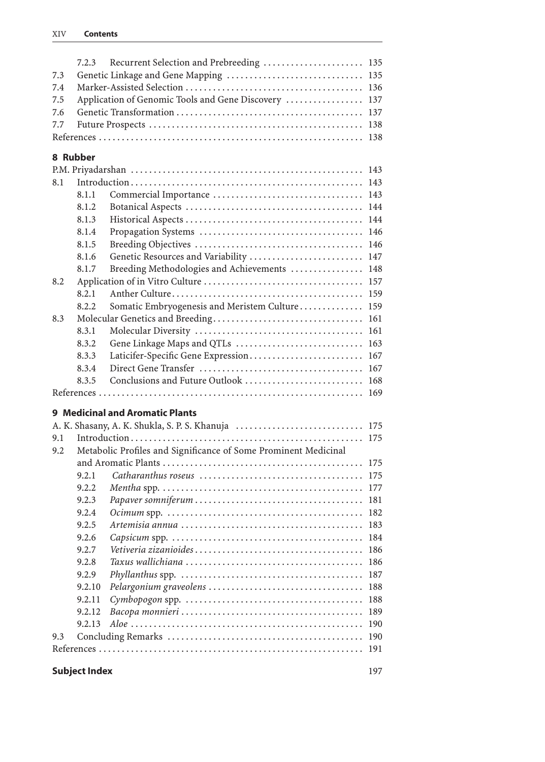7.2.3 Recurrent Selection and Prebreeding ...................... 135
7.3 Genetic Linkage and Gene Mapping .............................. 135
7.4 Marker-Assisted Selection ....................................... 136
7.5 Application of Genomic Tools and Gene Discovery ................. 137
7.6 Genetic Transformation ......................................... 137
7.7 Future Prospects ............................................... 138
References .......................................................... 138

## 8 Rubber

P.M. Priyadarshan ................................................... 143
8.1 Introduction ................................................... 143
8.1.1 Commercial Importance ................................. 143
8.1.2 Botanical Aspects ..................................... 144
8.1.3 Historical Aspects ..................................... 144
8.1.4 Propagation Systems ................................... 146
8.1.5 Breeding Objectives ................................... 146
8.1.6 Genetic Resources and Variability ..................... 147
8.1.7 Breeding Methodologies and Achievements ................ 148
8.2 Application of in Vitro Culture ................................ 157
8.2.1 Anther Culture ........................................ 159
8.2.2 Somatic Embryogenesis and Meristem Culture ............. 159
8.3 Molecular Genetics and Breeding ................................ 161
8.3.1 Molecular Diversity ................................... 161
8.3.2 Gene Linkage Maps and QTLs ............................ 163
8.3.3 Laticifer-Specific Gene Expression ..................... 167
8.3.4 Direct Gene Transfer .................................. 167
8.3.5 Conclusions and Future Outlook ......................... 168
References .......................................................... 169

## 9 Medicinal and Aromatic Plants

A. K. Shasany, A. K. Shukla, S. P. S. Khanuja ........................ 175
9.1 Introduction ................................................... 175
9.2 Metabolic Profiles and Significance of Some Prominent Medicinal and Aromatic Plants ............................................ 175
9.2.1 *Catharanthus roseus* .................................. 175
9.2.2 *Mentha* spp. .......................................... 177
9.2.3 *Papaver somniferum* ................................... 181
9.2.4 *Ocimum* spp. .......................................... 182
9.2.5 *Artemisia annua* ...................................... 183
9.2.6 *Capsicum* spp. ........................................ 184
9.2.7 *Vetiveria zizanioides* ................................. 186
9.2.8 *Taxus wallichiana* ..................................... 186
9.2.9 *Phyllanthus* spp. ...................................... 187
9.2.10 *Pelargonium graveolens* ............................... 188
9.2.11 *Cymbopogon* spp. ...................................... 188
9.2.12 *Bacopa monnieri* ...................................... 189
9.2.13 *Aloe* ................................................. 190
9.3 Concluding Remarks ............................................. 190
References .......................................................... 191

**Subject Index** 197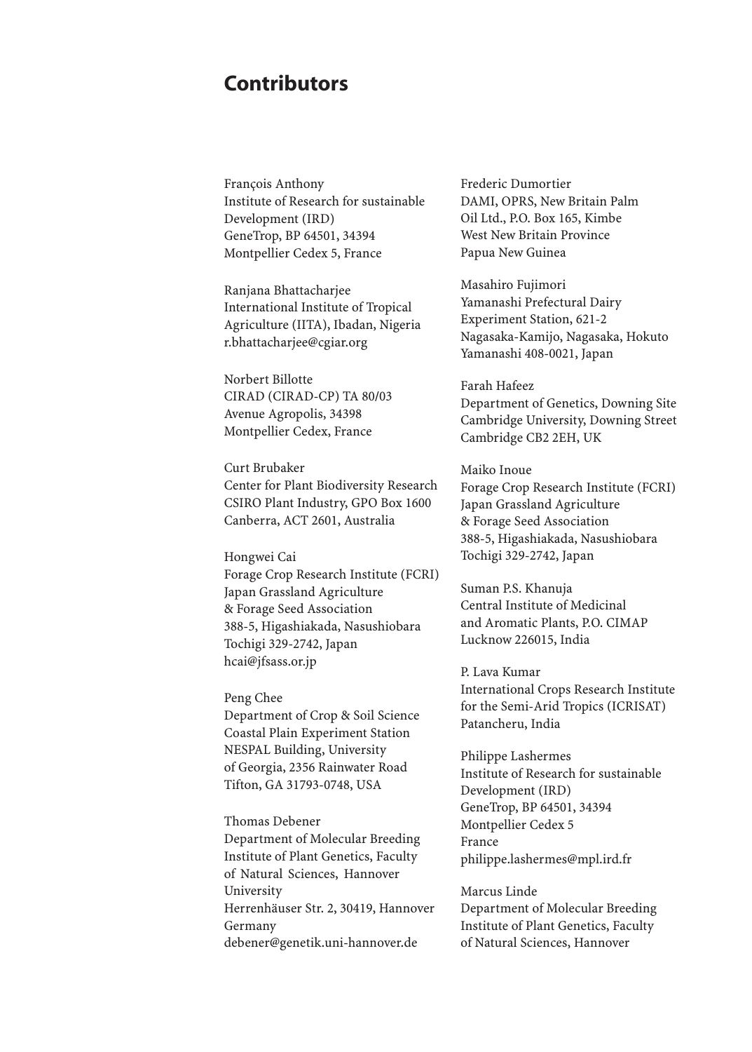# Contributors

François Anthony
Institute of Research for sustainable Development (IRD)
GeneTrop, BP 64501, 34394
Montpellier Cedex 5, France

Ranjana Bhattacharjee
International Institute of Tropical Agriculture (IITA), Ibadan, Nigeria
r.bhattacharjee@cgiar.org

Norbert Billotte
CIRAD (CIRAD-CP) TA 80/03
Avenue Agropolis, 34398
Montpellier Cedex, France

Curt Brubaker
Center for Plant Biodiversity Research
CSIRO Plant Industry, GPO Box 1600
Canberra, ACT 2601, Australia

Hongwei Cai
Forage Crop Research Institute (FCRI)
Japan Grassland Agriculture & Forage Seed Association
388-5, Higashiakada, Nasushiobara
Tochigi 329-2742, Japan
hcai@jfsass.or.jp

Peng Chee
Department of Crop & Soil Science
Coastal Plain Experiment Station
NESPAL Building, University of Georgia, 2356 Rainwater Road
Tifton, GA 31793-0748, USA

Thomas Debener
Department of Molecular Breeding
Institute of Plant Genetics, Faculty of Natural Sciences, Hannover University
Herrenhäuser Str. 2, 30419, Hannover
Germany
debener@genetik.uni-hannover.de

Frederic Dumortier
DAMI, OPRS, New Britain Palm Oil Ltd., P.O. Box 165, Kimbe
West New Britain Province
Papua New Guinea

Masahiro Fujimori
Yamanashi Prefectural Dairy Experiment Station, 621-2
Nagasaka-Kamijo, Nagasaka, Hokuto
Yamanashi 408-0021, Japan

Farah Hafeez
Department of Genetics, Downing Site
Cambridge University, Downing Street
Cambridge CB2 2EH, UK

Maiko Inoue
Forage Crop Research Institute (FCRI)
Japan Grassland Agriculture & Forage Seed Association
388-5, Higashiakada, Nasushiobara
Tochigi 329-2742, Japan

Suman P.S. Khanuja
Central Institute of Medicinal and Aromatic Plants, P.O. CIMAP
Lucknow 226015, India

P. Lava Kumar
International Crops Research Institute for the Semi-Arid Tropics (ICRISAT)
Patancheru, India

Philippe Lashermes
Institute of Research for sustainable Development (IRD)
GeneTrop, BP 64501, 34394
Montpellier Cedex 5
France
philippe.lashermes@mpl.ird.fr

Marcus Linde
Department of Molecular Breeding
Institute of Plant Genetics, Faculty of Natural Sciences, Hannover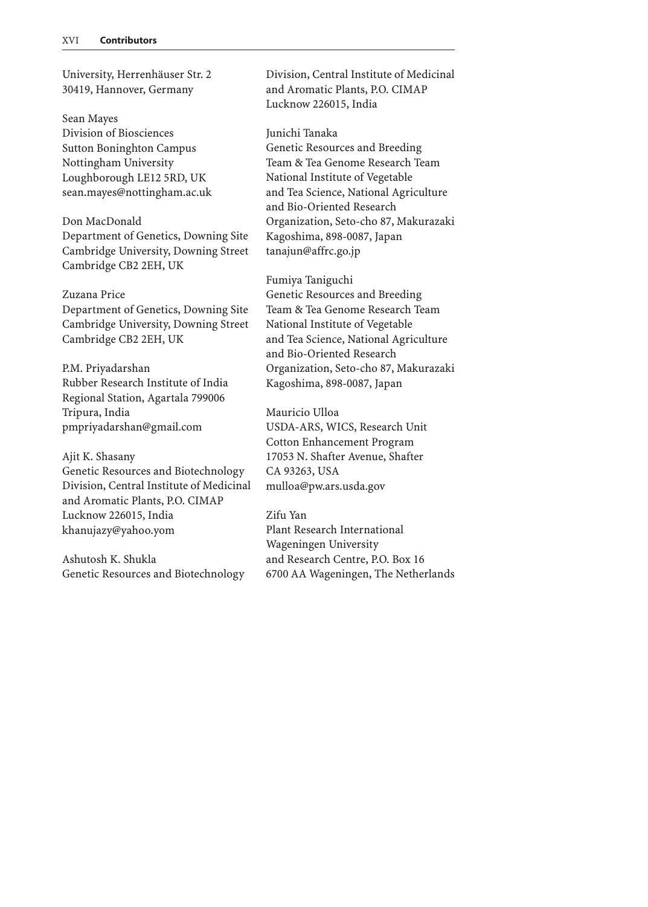University, Herrenhäuser Str. 2
30419, Hannover, Germany

Sean Mayes
Division of Biosciences
Sutton Boninghton Campus
Nottingham University
Loughborough LE12 5RD, UK
sean.mayes@nottingham.ac.uk

Don MacDonald
Department of Genetics, Downing Site
Cambridge University, Downing Street
Cambridge CB2 2EH, UK

Zuzana Price
Department of Genetics, Downing Site
Cambridge University, Downing Street
Cambridge CB2 2EH, UK

P.M. Priyadarshan
Rubber Research Institute of India
Regional Station, Agartala 799006
Tripura, India
pmpriyadarshan@gmail.com

Ajit K. Shasany
Genetic Resources and Biotechnology
Division, Central Institute of Medicinal
and Aromatic Plants, P.O. CIMAP
Lucknow 226015, India
khanujazy@yahoo.yom

Ashutosh K. Shukla
Genetic Resources and Biotechnology
Division, Central Institute of Medicinal
and Aromatic Plants, P.O. CIMAP
Lucknow 226015, India

Junichi Tanaka
Genetic Resources and Breeding
Team & Tea Genome Research Team
National Institute of Vegetable
and Tea Science, National Agriculture
and Bio-Oriented Research
Organization, Seto-cho 87, Makurazaki
Kagoshima, 898-0087, Japan
tanajun@affrc.go.jp

Fumiya Taniguchi
Genetic Resources and Breeding
Team & Tea Genome Research Team
National Institute of Vegetable
and Tea Science, National Agriculture
and Bio-Oriented Research
Organization, Seto-cho 87, Makurazaki
Kagoshima, 898-0087, Japan

Mauricio Ulloa
USDA-ARS, WICS, Research Unit
Cotton Enhancement Program
17053 N. Shafter Avenue, Shafter
CA 93263, USA
mulloa@pw.ars.usda.gov

Zifu Yan
Plant Research International
Wageningen University
and Research Centre, P.O. Box 16
6700 AA Wageningen, The Netherlands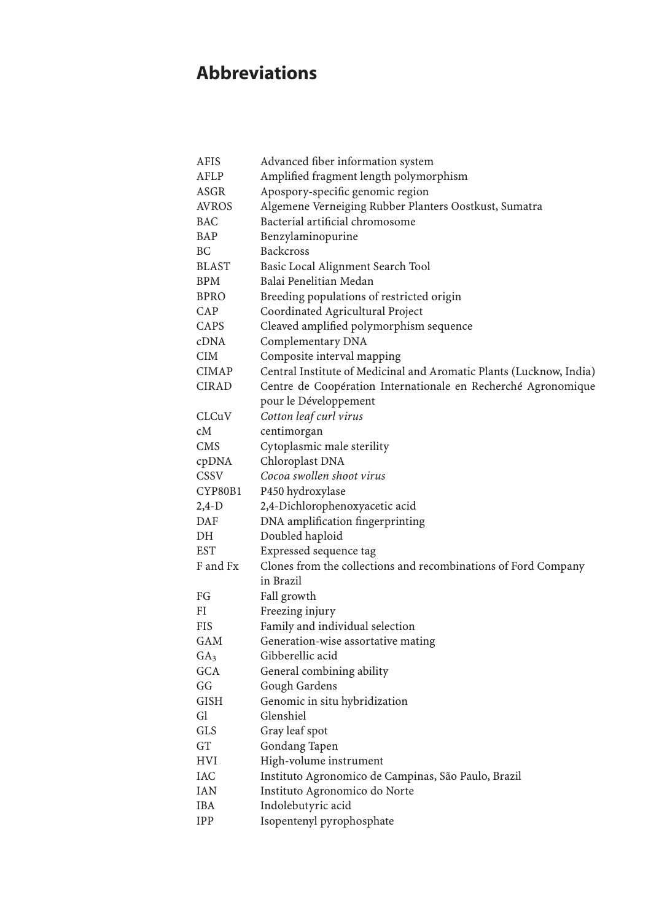# Abbreviations

| | |
|---|---|
| AFIS | Advanced fiber information system |
| AFLP | Amplified fragment length polymorphism |
| ASGR | Apospory-specific genomic region |
| AVROS | Algemene Verneiging Rubber Planters Oostkust, Sumatra |
| BAC | Bacterial artificial chromosome |
| BAP | Benzylaminopurine |
| BC | Backcross |
| BLAST | Basic Local Alignment Search Tool |
| BPM | Balai Penelitian Medan |
| BPRO | Breeding populations of restricted origin |
| CAP | Coordinated Agricultural Project |
| CAPS | Cleaved amplified polymorphism sequence |
| cDNA | Complementary DNA |
| CIM | Composite interval mapping |
| CIMAP | Central Institute of Medicinal and Aromatic Plants (Lucknow, India) |
| CIRAD | Centre de Coopération Internationale en Recherché Agronomique pour le Développement |
| CLCuV | *Cotton leaf curl virus* |
| cM | centimorgan |
| CMS | Cytoplasmic male sterility |
| cpDNA | Chloroplast DNA |
| CSSV | *Cocoa swollen shoot virus* |
| CYP80B1 | P450 hydroxylase |
| 2,4-D | 2,4-Dichlorophenoxyacetic acid |
| DAF | DNA amplification fingerprinting |
| DH | Doubled haploid |
| EST | Expressed sequence tag |
| F and Fx | Clones from the collections and recombinations of Ford Company in Brazil |
| FG | Fall growth |
| FI | Freezing injury |
| FIS | Family and individual selection |
| GAM | Generation-wise assortative mating |
| $GA_3$ | Gibberellic acid |
| GCA | General combining ability |
| GG | Gough Gardens |
| GISH | Genomic in situ hybridization |
| Gl | Glenshiel |
| GLS | Gray leaf spot |
| GT | Gondang Tapen |
| HVI | High-volume instrument |
| IAC | Instituto Agronomico de Campinas, São Paulo, Brazil |
| IAN | Instituto Agronomico do Norte |
| IBA | Indolebutyric acid |
| IPP | Isopentenyl pyrophosphate |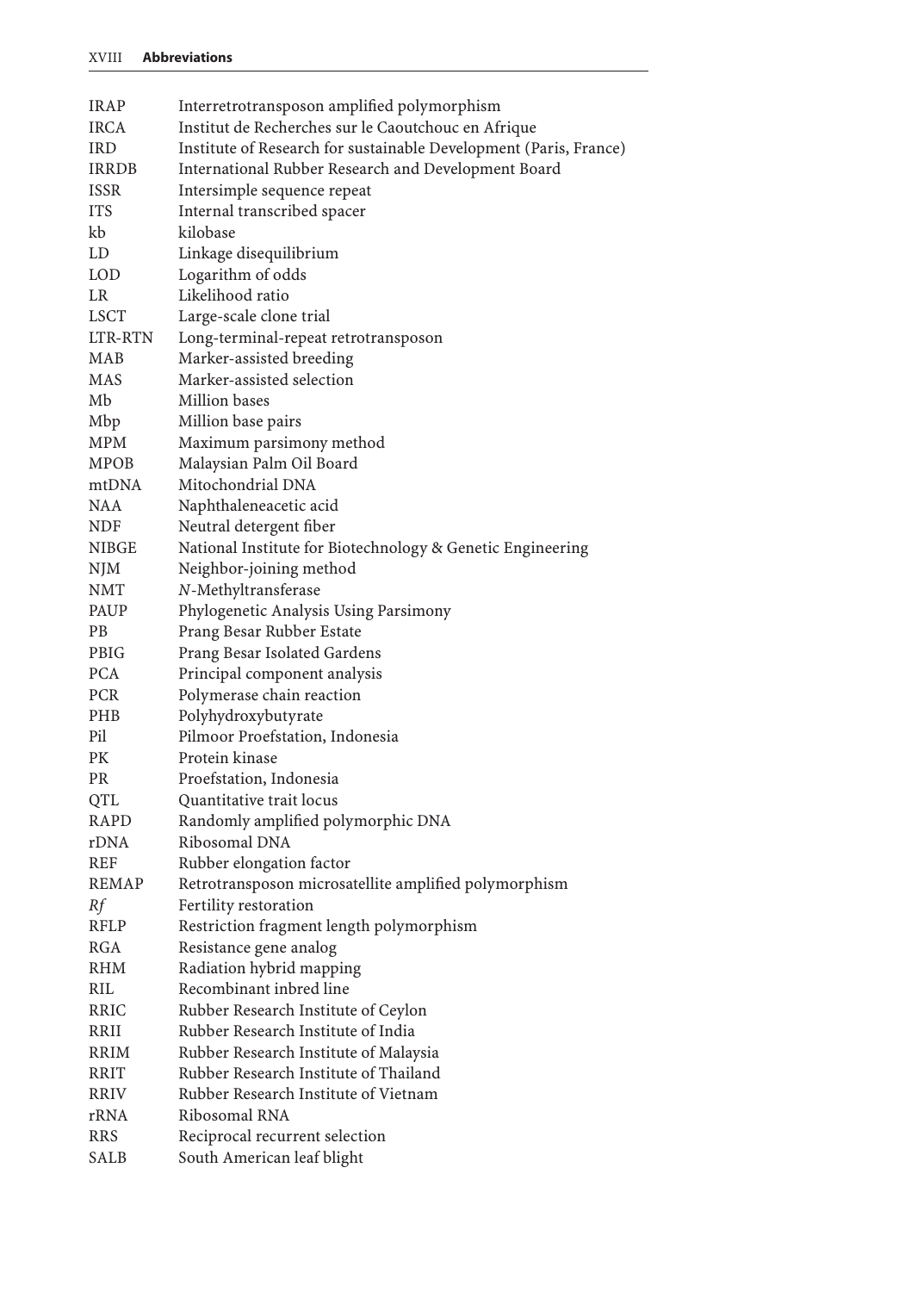| | |
|---|---|
| IRAP | Interretrotransposon amplified polymorphism |
| IRCA | Institut de Recherches sur le Caoutchouc en Afrique |
| IRD | Institute of Research for sustainable Development (Paris, France) |
| IRRDB | International Rubber Research and Development Board |
| ISSR | Intersimple sequence repeat |
| ITS | Internal transcribed spacer |
| kb | kilobase |
| LD | Linkage disequilibrium |
| LOD | Logarithm of odds |
| LR | Likelihood ratio |
| LSCT | Large-scale clone trial |
| LTR-RTN | Long-terminal-repeat retrotransposon |
| MAB | Marker-assisted breeding |
| MAS | Marker-assisted selection |
| Mb | Million bases |
| Mbp | Million base pairs |
| MPM | Maximum parsimony method |
| MPOB | Malaysian Palm Oil Board |
| mtDNA | Mitochondrial DNA |
| NAA | Naphthaleneacetic acid |
| NDF | Neutral detergent fiber |
| NIBGE | National Institute for Biotechnology & Genetic Engineering |
| NJM | Neighbor-joining method |
| NMT | *N*-Methyltransferase |
| PAUP | Phylogenetic Analysis Using Parsimony |
| PB | Prang Besar Rubber Estate |
| PBIG | Prang Besar Isolated Gardens |
| PCA | Principal component analysis |
| PCR | Polymerase chain reaction |
| PHB | Polyhydroxybutyrate |
| Pil | Pilmoor Proefstation, Indonesia |
| PK | Protein kinase |
| PR | Proefstation, Indonesia |
| QTL | Quantitative trait locus |
| RAPD | Randomly amplified polymorphic DNA |
| rDNA | Ribosomal DNA |
| REF | Rubber elongation factor |
| REMAP | Retrotransposon microsatellite amplified polymorphism |
| *Rf* | Fertility restoration |
| RFLP | Restriction fragment length polymorphism |
| RGA | Resistance gene analog |
| RHM | Radiation hybrid mapping |
| RIL | Recombinant inbred line |
| RRIC | Rubber Research Institute of Ceylon |
| RRII | Rubber Research Institute of India |
| RRIM | Rubber Research Institute of Malaysia |
| RRIT | Rubber Research Institute of Thailand |
| RRIV | Rubber Research Institute of Vietnam |
| rRNA | Ribosomal RNA |
| RRS | Reciprocal recurrent selection |
| SALB | South American leaf blight |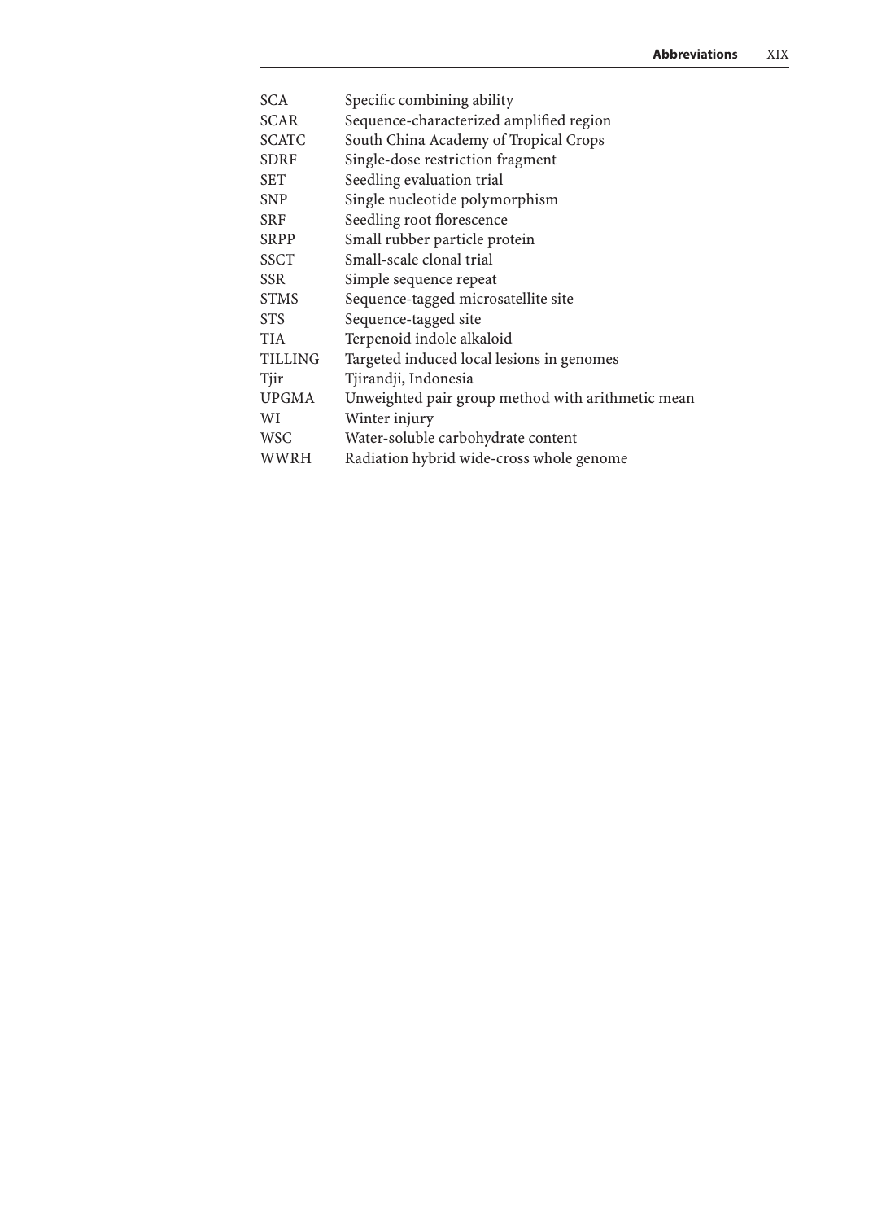| | |
|---|---|
| SCA | Specific combining ability |
| SCAR | Sequence-characterized amplified region |
| SCATC | South China Academy of Tropical Crops |
| SDRF | Single-dose restriction fragment |
| SET | Seedling evaluation trial |
| SNP | Single nucleotide polymorphism |
| SRF | Seedling root florescence |
| SRPP | Small rubber particle protein |
| SSCT | Small-scale clonal trial |
| SSR | Simple sequence repeat |
| STMS | Sequence-tagged microsatellite site |
| STS | Sequence-tagged site |
| TIA | Terpenoid indole alkaloid |
| TILLING | Targeted induced local lesions in genomes |
| Tjir | Tjirandji, Indonesia |
| UPGMA | Unweighted pair group method with arithmetic mean |
| WI | Winter injury |
| WSC | Water-soluble carbohydrate content |
| WWRH | Radiation hybrid wide-cross whole genome |